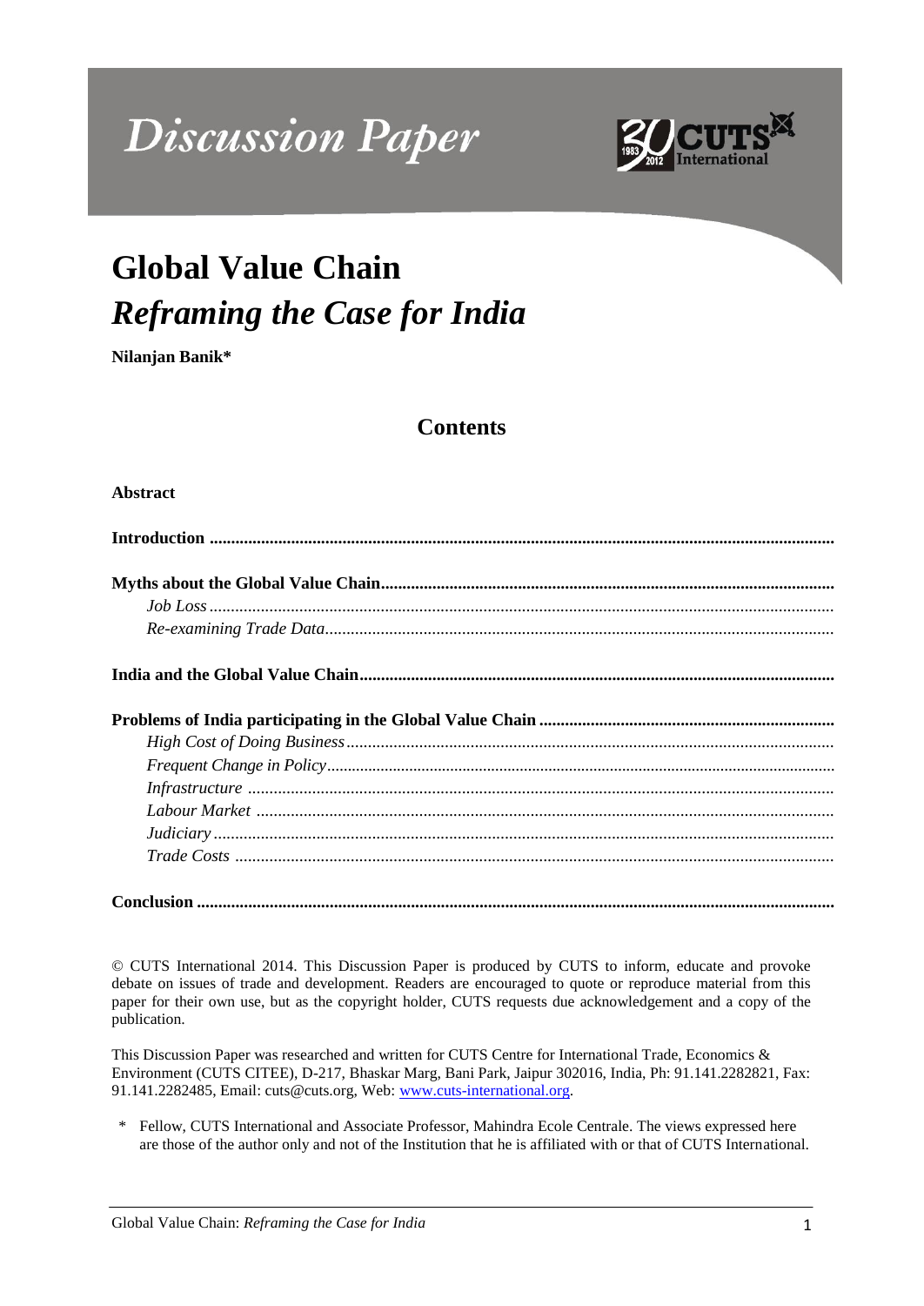Discussion Paper

# Global Value Chain
## *Reframing the Case for India*

**Nilanjan Banik***

## Contents

**Abstract**

**Introduction**

**Myths about the Global Value Chain**

*Job Loss*

*Re-examining Trade Data*

**India and the Global Value Chain**

**Problems of India participating in the Global Value Chain**

*High Cost of Doing Business*

*Frequent Change in Policy*

*Infrastructure*

*Labour Market*

*Judiciary*

*Trade Costs*

**Conclusion**

© CUTS International 2014. This Discussion Paper is produced by CUTS to inform, educate and provoke debate on issues of trade and development. Readers are encouraged to quote or reproduce material from this paper for their own use, but as the copyright holder, CUTS requests due acknowledgement and a copy of the publication.

This Discussion Paper was researched and written for CUTS Centre for International Trade, Economics & Environment (CUTS CITEE), D-217, Bhaskar Marg, Bani Park, Jaipur 302016, India, Ph: 91.141.2282821, Fax: 91.141.2282485, Email: cuts@cuts.org, Web: www.cuts-international.org.

\* Fellow, CUTS International and Associate Professor, Mahindra Ecole Centrale. The views expressed here are those of the author only and not of the Institution that he is affiliated with or that of CUTS International.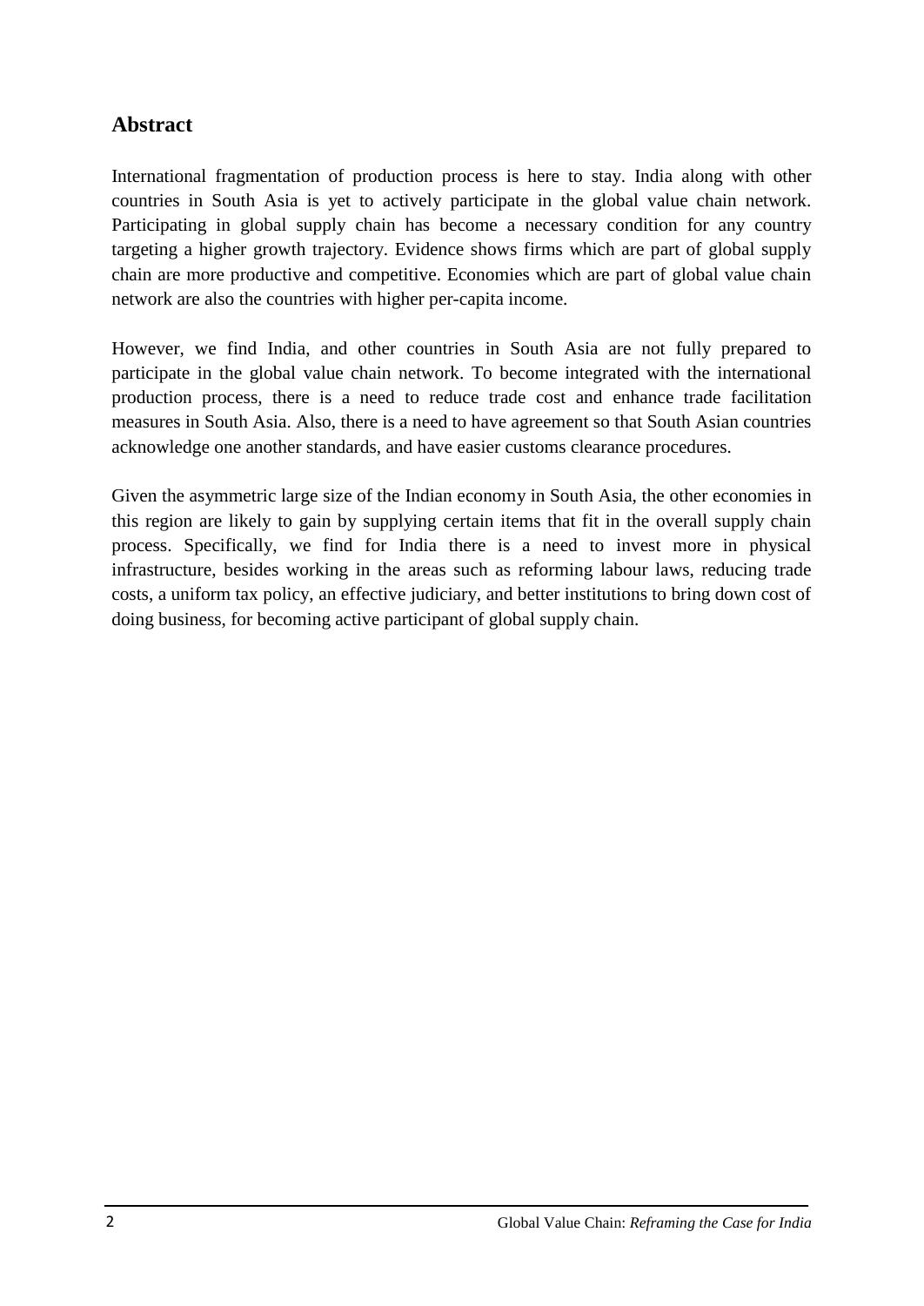## Abstract

International fragmentation of production process is here to stay. India along with other countries in South Asia is yet to actively participate in the global value chain network. Participating in global supply chain has become a necessary condition for any country targeting a higher growth trajectory. Evidence shows firms which are part of global supply chain are more productive and competitive. Economies which are part of global value chain network are also the countries with higher per-capita income.

However, we find India, and other countries in South Asia are not fully prepared to participate in the global value chain network. To become integrated with the international production process, there is a need to reduce trade cost and enhance trade facilitation measures in South Asia. Also, there is a need to have agreement so that South Asian countries acknowledge one another standards, and have easier customs clearance procedures.

Given the asymmetric large size of the Indian economy in South Asia, the other economies in this region are likely to gain by supplying certain items that fit in the overall supply chain process. Specifically, we find for India there is a need to invest more in physical infrastructure, besides working in the areas such as reforming labour laws, reducing trade costs, a uniform tax policy, an effective judiciary, and better institutions to bring down cost of doing business, for becoming active participant of global supply chain.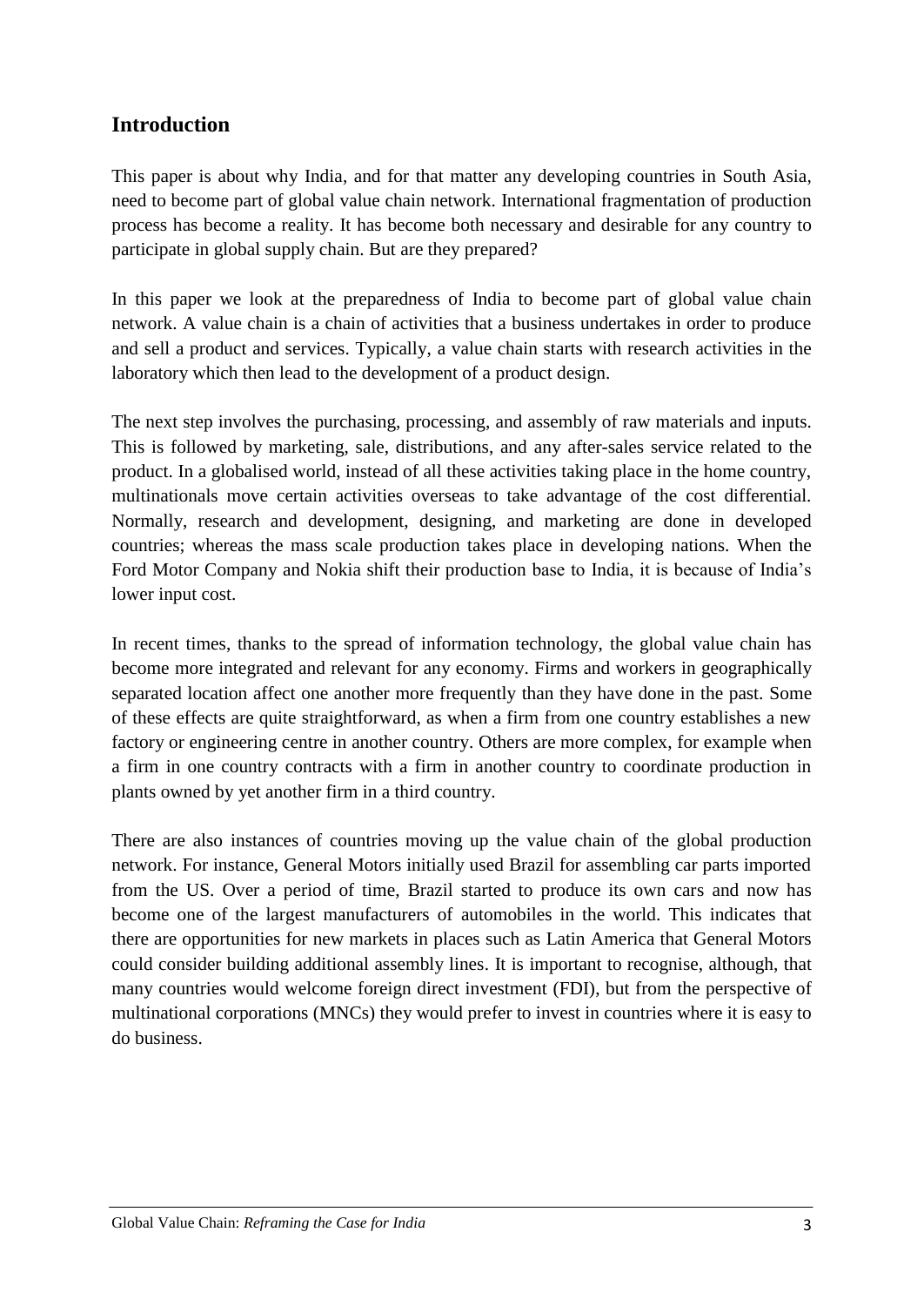## Introduction

This paper is about why India, and for that matter any developing countries in South Asia, need to become part of global value chain network. International fragmentation of production process has become a reality. It has become both necessary and desirable for any country to participate in global supply chain. But are they prepared?

In this paper we look at the preparedness of India to become part of global value chain network. A value chain is a chain of activities that a business undertakes in order to produce and sell a product and services. Typically, a value chain starts with research activities in the laboratory which then lead to the development of a product design.

The next step involves the purchasing, processing, and assembly of raw materials and inputs. This is followed by marketing, sale, distributions, and any after-sales service related to the product. In a globalised world, instead of all these activities taking place in the home country, multinationals move certain activities overseas to take advantage of the cost differential. Normally, research and development, designing, and marketing are done in developed countries; whereas the mass scale production takes place in developing nations. When the Ford Motor Company and Nokia shift their production base to India, it is because of India's lower input cost.

In recent times, thanks to the spread of information technology, the global value chain has become more integrated and relevant for any economy. Firms and workers in geographically separated location affect one another more frequently than they have done in the past. Some of these effects are quite straightforward, as when a firm from one country establishes a new factory or engineering centre in another country. Others are more complex, for example when a firm in one country contracts with a firm in another country to coordinate production in plants owned by yet another firm in a third country.

There are also instances of countries moving up the value chain of the global production network. For instance, General Motors initially used Brazil for assembling car parts imported from the US. Over a period of time, Brazil started to produce its own cars and now has become one of the largest manufacturers of automobiles in the world. This indicates that there are opportunities for new markets in places such as Latin America that General Motors could consider building additional assembly lines. It is important to recognise, although, that many countries would welcome foreign direct investment (FDI), but from the perspective of multinational corporations (MNCs) they would prefer to invest in countries where it is easy to do business.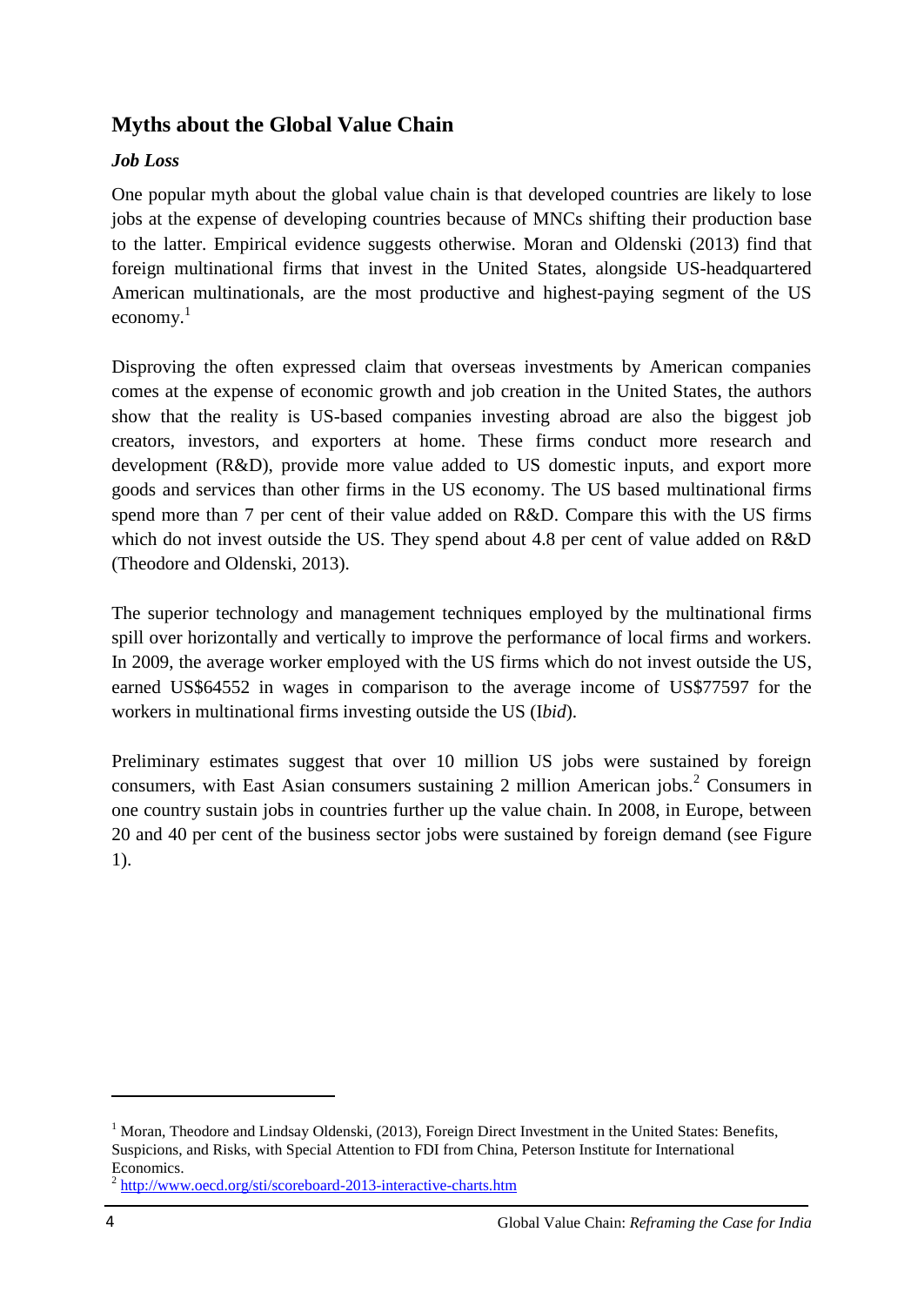## Myths about the Global Value Chain

### *Job Loss*

One popular myth about the global value chain is that developed countries are likely to lose jobs at the expense of developing countries because of MNCs shifting their production base to the latter. Empirical evidence suggests otherwise. Moran and Oldenski (2013) find that foreign multinational firms that invest in the United States, alongside US-headquartered American multinationals, are the most productive and highest-paying segment of the US economy.[1]

Disproving the often expressed claim that overseas investments by American companies comes at the expense of economic growth and job creation in the United States, the authors show that the reality is US-based companies investing abroad are also the biggest job creators, investors, and exporters at home. These firms conduct more research and development (R&D), provide more value added to US domestic inputs, and export more goods and services than other firms in the US economy. The US based multinational firms spend more than 7 per cent of their value added on R&D. Compare this with the US firms which do not invest outside the US. They spend about 4.8 per cent of value added on R&D (Theodore and Oldenski, 2013).

The superior technology and management techniques employed by the multinational firms spill over horizontally and vertically to improve the performance of local firms and workers. In 2009, the average worker employed with the US firms which do not invest outside the US, earned US$64552 in wages in comparison to the average income of US$77597 for the workers in multinational firms investing outside the US (I*bid*).

Preliminary estimates suggest that over 10 million US jobs were sustained by foreign consumers, with East Asian consumers sustaining 2 million American jobs.[2] Consumers in one country sustain jobs in countries further up the value chain. In 2008, in Europe, between 20 and 40 per cent of the business sector jobs were sustained by foreign demand (see Figure 1).

---

[1] Moran, Theodore and Lindsay Oldenski, (2013), Foreign Direct Investment in the United States: Benefits, Suspicions, and Risks, with Special Attention to FDI from China, Peterson Institute for International Economics.

[2] http://www.oecd.org/sti/scoreboard-2013-interactive-charts.htm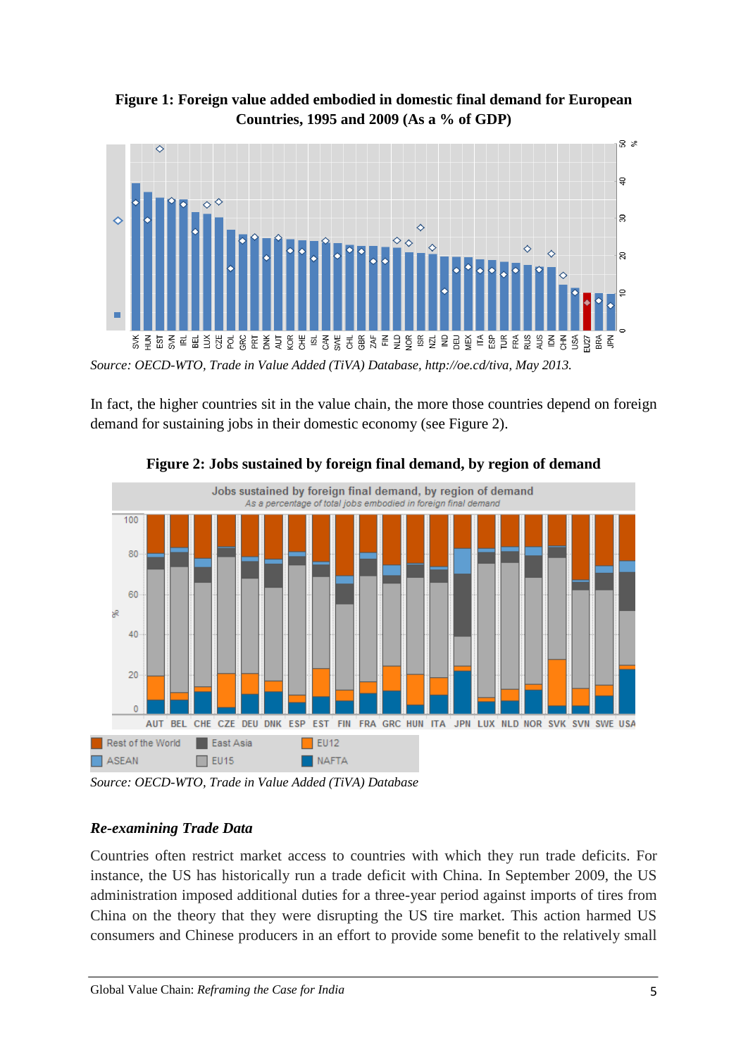**Figure 1: Foreign value added embodied in domestic final demand for European Countries, 1995 and 2009 (As a % of GDP)**

*Source: OECD-WTO, Trade in Value Added (TiVA) Database, http://oe.cd/tiva, May 2013.*

In fact, the higher countries sit in the value chain, the more those countries depend on foreign demand for sustaining jobs in their domestic economy (see Figure 2).

**Figure 2: Jobs sustained by foreign final demand, by region of demand**

*Source: OECD-WTO, Trade in Value Added (TiVA) Database*

### *Re-examining Trade Data*

Countries often restrict market access to countries with which they run trade deficits. For instance, the US has historically run a trade deficit with China. In September 2009, the US administration imposed additional duties for a three-year period against imports of tires from China on the theory that they were disrupting the US tire market. This action harmed US consumers and Chinese producers in an effort to provide some benefit to the relatively small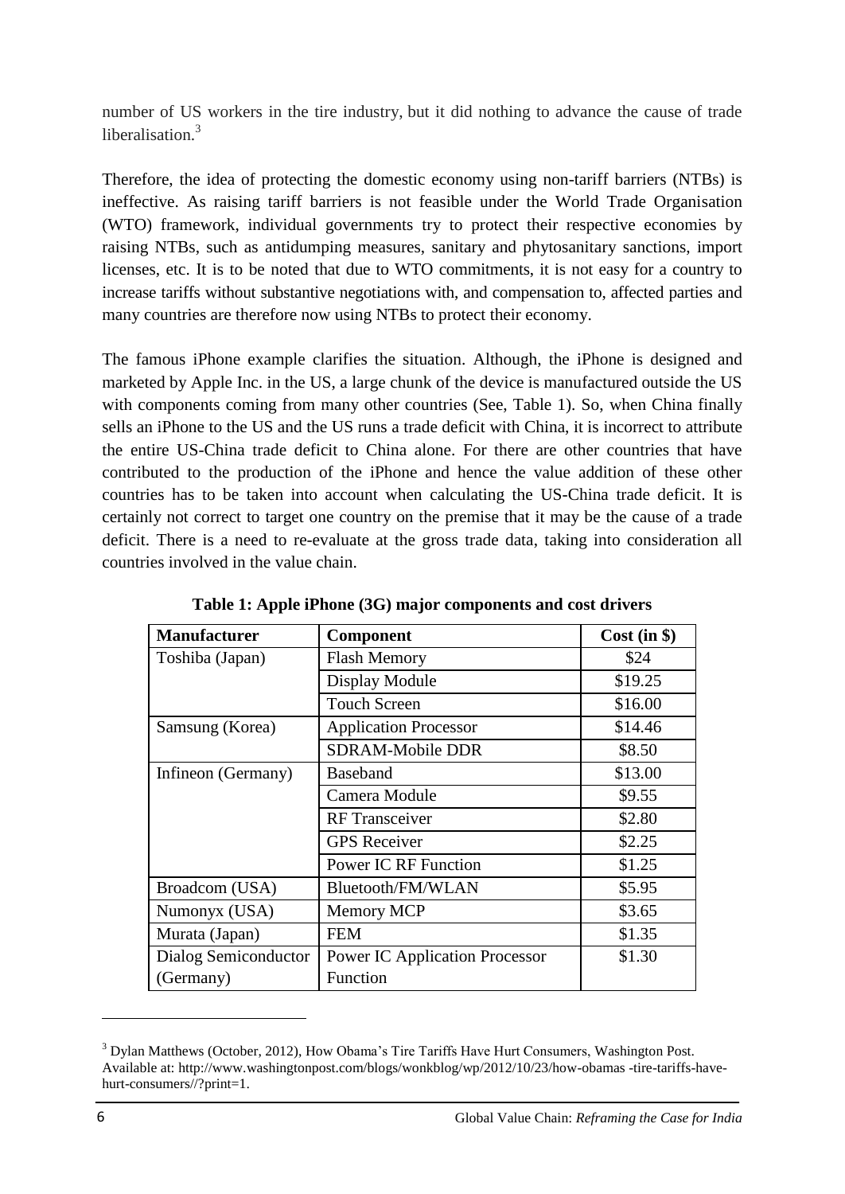number of US workers in the tire industry, but it did nothing to advance the cause of trade liberalisation.[3]

Therefore, the idea of protecting the domestic economy using non-tariff barriers (NTBs) is ineffective. As raising tariff barriers is not feasible under the World Trade Organisation (WTO) framework, individual governments try to protect their respective economies by raising NTBs, such as antidumping measures, sanitary and phytosanitary sanctions, import licenses, etc. It is to be noted that due to WTO commitments, it is not easy for a country to increase tariffs without substantive negotiations with, and compensation to, affected parties and many countries are therefore now using NTBs to protect their economy.

The famous iPhone example clarifies the situation. Although, the iPhone is designed and marketed by Apple Inc. in the US, a large chunk of the device is manufactured outside the US with components coming from many other countries (See, Table 1). So, when China finally sells an iPhone to the US and the US runs a trade deficit with China, it is incorrect to attribute the entire US-China trade deficit to China alone. For there are other countries that have contributed to the production of the iPhone and hence the value addition of these other countries has to be taken into account when calculating the US-China trade deficit. It is certainly not correct to target one country on the premise that it may be the cause of a trade deficit. There is a need to re-evaluate at the gross trade data, taking into consideration all countries involved in the value chain.

**Table 1: Apple iPhone (3G) major components and cost drivers**

| Manufacturer | Component | Cost (in $) |
|---|---|---|
| Toshiba (Japan) | Flash Memory | $24 |
| | Display Module | $19.25 |
| | Touch Screen | $16.00 |
| Samsung (Korea) | Application Processor | $14.46 |
| | SDRAM-Mobile DDR | $8.50 |
| Infineon (Germany) | Baseband | $13.00 |
| | Camera Module | $9.55 |
| | RF Transceiver | $2.80 |
| | GPS Receiver | $2.25 |
| | Power IC RF Function | $1.25 |
| Broadcom (USA) | Bluetooth/FM/WLAN | $5.95 |
| Numonyx (USA) | Memory MCP | $3.65 |
| Murata (Japan) | FEM | $1.35 |
| Dialog Semiconductor (Germany) | Power IC Application Processor Function | $1.30 |

[3] Dylan Matthews (October, 2012), How Obama's Tire Tariffs Have Hurt Consumers, Washington Post. Available at: http://www.washingtonpost.com/blogs/wonkblog/wp/2012/10/23/how-obamas -tire-tariffs-have-hurt-consumers//?print=1.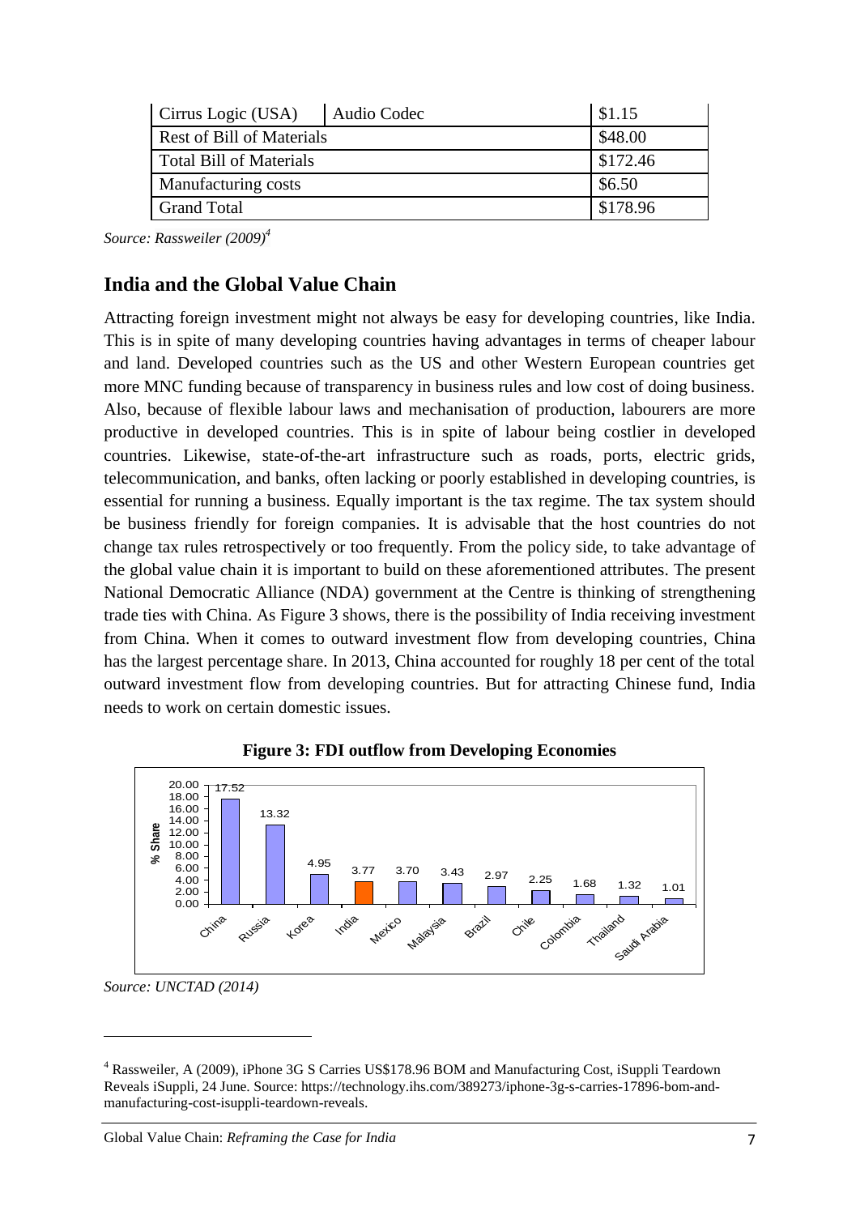| Cirrus Logic (USA) | Audio Codec | $1.15 |
|---|---|---|
| Rest of Bill of Materials | | $48.00 |
| Total Bill of Materials | | $172.46 |
| Manufacturing costs | | $6.50 |
| Grand Total | | $178.96 |

*Source: Rassweiler (2009)*[4]

## India and the Global Value Chain

Attracting foreign investment might not always be easy for developing countries, like India. This is in spite of many developing countries having advantages in terms of cheaper labour and land. Developed countries such as the US and other Western European countries get more MNC funding because of transparency in business rules and low cost of doing business. Also, because of flexible labour laws and mechanisation of production, labourers are more productive in developed countries. This is in spite of labour being costlier in developed countries. Likewise, state-of-the-art infrastructure such as roads, ports, electric grids, telecommunication, and banks, often lacking or poorly established in developing countries, is essential for running a business. Equally important is the tax regime. The tax system should be business friendly for foreign companies. It is advisable that the host countries do not change tax rules retrospectively or too frequently. From the policy side, to take advantage of the global value chain it is important to build on these aforementioned attributes. The present National Democratic Alliance (NDA) government at the Centre is thinking of strengthening trade ties with China. As Figure 3 shows, there is the possibility of India receiving investment from China. When it comes to outward investment flow from developing countries, China has the largest percentage share. In 2013, China accounted for roughly 18 per cent of the total outward investment flow from developing countries. But for attracting Chinese fund, India needs to work on certain domestic issues.

**Figure 3: FDI outflow from Developing Economies**

| Country | % Share |
|---|---|
| China | 17.52 |
| Russia | 13.32 |
| Korea | 4.95 |
| India | 3.77 |
| Mexico | 3.70 |
| Malaysia | 3.43 |
| Brazil | 2.97 |
| Chile | 2.25 |
| Colombia | 1.68 |
| Thailand | 1.32 |
| Saudi Arabia | 1.01 |

*Source: UNCTAD (2014)*

[4] Rassweiler, A (2009), iPhone 3G S Carries US$178.96 BOM and Manufacturing Cost, iSuppli Teardown Reveals iSuppli, 24 June. Source: https://technology.ihs.com/389273/iphone-3g-s-carries-17896-bom-and-manufacturing-cost-isuppli-teardown-reveals.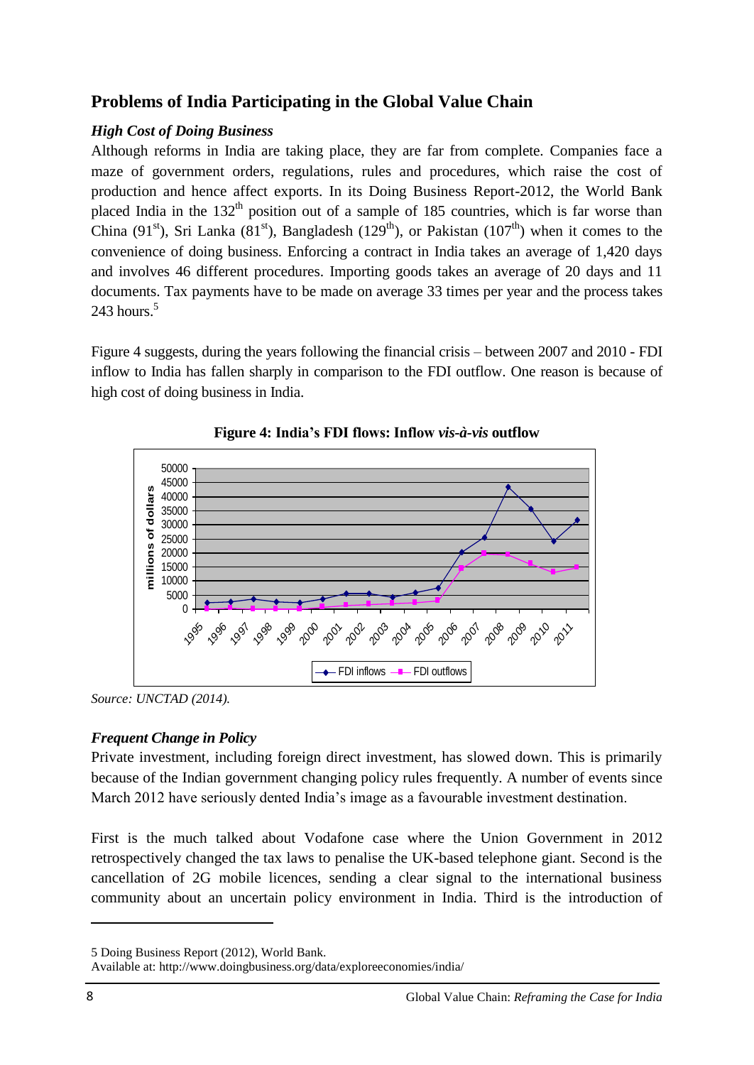## Problems of India Participating in the Global Value Chain

### *High Cost of Doing Business*

Although reforms in India are taking place, they are far from complete. Companies face a maze of government orders, regulations, rules and procedures, which raise the cost of production and hence affect exports. In its Doing Business Report-2012, the World Bank placed India in the 132th position out of a sample of 185 countries, which is far worse than China (91st), Sri Lanka (81st), Bangladesh (129th), or Pakistan (107th) when it comes to the convenience of doing business. Enforcing a contract in India takes an average of 1,420 days and involves 46 different procedures. Importing goods takes an average of 20 days and 11 documents. Tax payments have to be made on average 33 times per year and the process takes 243 hours.[5]

Figure 4 suggests, during the years following the financial crisis – between 2007 and 2010 - FDI inflow to India has fallen sharply in comparison to the FDI outflow. One reason is because of high cost of doing business in India.

**Figure 4: India's FDI flows: Inflow *vis-à-vis* outflow**

*Source: UNCTAD (2014).*

### *Frequent Change in Policy*

Private investment, including foreign direct investment, has slowed down. This is primarily because of the Indian government changing policy rules frequently. A number of events since March 2012 have seriously dented India's image as a favourable investment destination.

First is the much talked about Vodafone case where the Union Government in 2012 retrospectively changed the tax laws to penalise the UK-based telephone giant. Second is the cancellation of 2G mobile licences, sending a clear signal to the international business community about an uncertain policy environment in India. Third is the introduction of

---

5 Doing Business Report (2012), World Bank.
Available at: http://www.doingbusiness.org/data/exploreeconomies/india/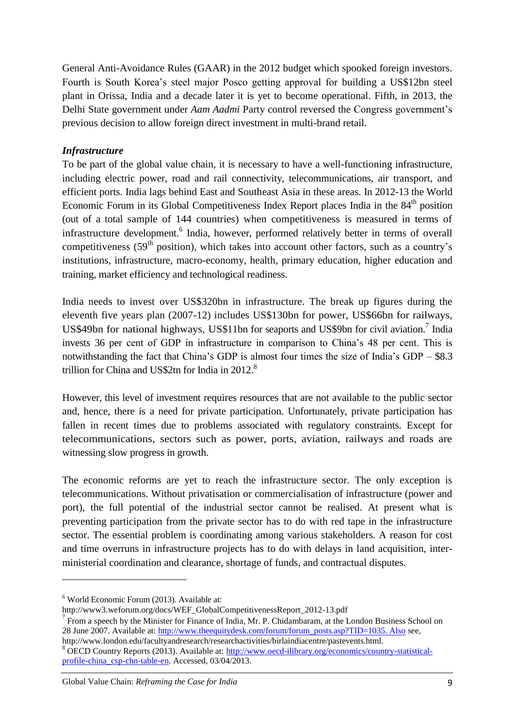General Anti-Avoidance Rules (GAAR) in the 2012 budget which spooked foreign investors. Fourth is South Korea's steel major Posco getting approval for building a US$12bn steel plant in Orissa, India and a decade later it is yet to become operational. Fifth, in 2013, the Delhi State government under *Aam Aadmi* Party control reversed the Congress government's previous decision to allow foreign direct investment in multi-brand retail.

### *Infrastructure*

To be part of the global value chain, it is necessary to have a well-functioning infrastructure, including electric power, road and rail connectivity, telecommunications, air transport, and efficient ports. India lags behind East and Southeast Asia in these areas. In 2012-13 the World Economic Forum in its Global Competitiveness Index Report places India in the 84th position (out of a total sample of 144 countries) when competitiveness is measured in terms of infrastructure development.[6] India, however, performed relatively better in terms of overall competitiveness (59th position), which takes into account other factors, such as a country's institutions, infrastructure, macro-economy, health, primary education, higher education and training, market efficiency and technological readiness.

India needs to invest over US$320bn in infrastructure. The break up figures during the eleventh five years plan (2007-12) includes US$130bn for power, US$66bn for railways, US$49bn for national highways, US$11bn for seaports and US$9bn for civil aviation.[7] India invests 36 per cent of GDP in infrastructure in comparison to China's 48 per cent. This is notwithstanding the fact that China's GDP is almost four times the size of India's GDP – $8.3 trillion for China and US$2tn for India in 2012.[8]

However, this level of investment requires resources that are not available to the public sector and, hence, there is a need for private participation. Unfortunately, private participation has fallen in recent times due to problems associated with regulatory constraints. Except for telecommunications, sectors such as power, ports, aviation, railways and roads are witnessing slow progress in growth.

The economic reforms are yet to reach the infrastructure sector. The only exception is telecommunications. Without privatisation or commercialisation of infrastructure (power and port), the full potential of the industrial sector cannot be realised. At present what is preventing participation from the private sector has to do with red tape in the infrastructure sector. The essential problem is coordinating among various stakeholders. A reason for cost and time overruns in infrastructure projects has to do with delays in land acquisition, inter-ministerial coordination and clearance, shortage of funds, and contractual disputes.

---

[6] World Economic Forum (2013). Available at: http://www3.weforum.org/docs/WEF_GlobalCompetitivenessReport_2012-13.pdf

[7] From a speech by the Minister for Finance of India, Mr. P. Chidambaram, at the London Business School on 28 June 2007. Available at: http://www.theequitydesk.com/forum/forum_posts.asp?TID=1035. Also see, http://www.london.edu/facultyandresearch/researchactivities/birlaindiacentre/pastevents.html.

[8] OECD Country Reports (2013). Available at: http://www.oecd-ilibrary.org/economics/country-statistical-profile-china_csp-chn-table-en. Accessed, 03/04/2013.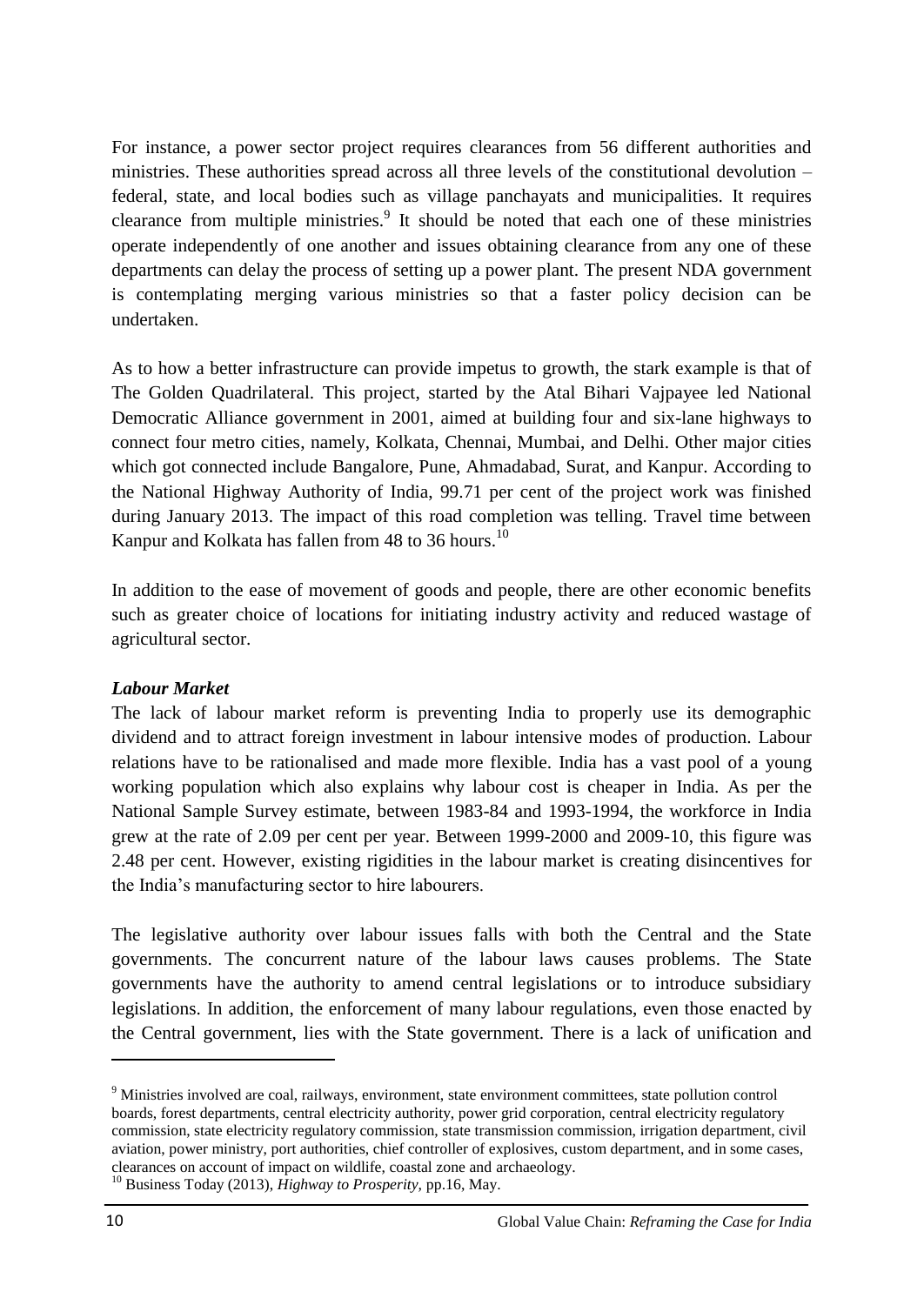For instance, a power sector project requires clearances from 56 different authorities and ministries. These authorities spread across all three levels of the constitutional devolution – federal, state, and local bodies such as village panchayats and municipalities. It requires clearance from multiple ministries.[9] It should be noted that each one of these ministries operate independently of one another and issues obtaining clearance from any one of these departments can delay the process of setting up a power plant. The present NDA government is contemplating merging various ministries so that a faster policy decision can be undertaken.

As to how a better infrastructure can provide impetus to growth, the stark example is that of The Golden Quadrilateral. This project, started by the Atal Bihari Vajpayee led National Democratic Alliance government in 2001, aimed at building four and six-lane highways to connect four metro cities, namely, Kolkata, Chennai, Mumbai, and Delhi. Other major cities which got connected include Bangalore, Pune, Ahmadabad, Surat, and Kanpur. According to the National Highway Authority of India, 99.71 per cent of the project work was finished during January 2013. The impact of this road completion was telling. Travel time between Kanpur and Kolkata has fallen from 48 to 36 hours.[10]

In addition to the ease of movement of goods and people, there are other economic benefits such as greater choice of locations for initiating industry activity and reduced wastage of agricultural sector.

***Labour Market***

The lack of labour market reform is preventing India to properly use its demographic dividend and to attract foreign investment in labour intensive modes of production. Labour relations have to be rationalised and made more flexible. India has a vast pool of a young working population which also explains why labour cost is cheaper in India. As per the National Sample Survey estimate, between 1983-84 and 1993-1994, the workforce in India grew at the rate of 2.09 per cent per year. Between 1999-2000 and 2009-10, this figure was 2.48 per cent. However, existing rigidities in the labour market is creating disincentives for the India's manufacturing sector to hire labourers.

The legislative authority over labour issues falls with both the Central and the State governments. The concurrent nature of the labour laws causes problems. The State governments have the authority to amend central legislations or to introduce subsidiary legislations. In addition, the enforcement of many labour regulations, even those enacted by the Central government, lies with the State government. There is a lack of unification and

---

[9] Ministries involved are coal, railways, environment, state environment committees, state pollution control boards, forest departments, central electricity authority, power grid corporation, central electricity regulatory commission, state electricity regulatory commission, state transmission commission, irrigation department, civil aviation, power ministry, port authorities, chief controller of explosives, custom department, and in some cases, clearances on account of impact on wildlife, coastal zone and archaeology.

[10] Business Today (2013), *Highway to Prosperity*, pp.16, May.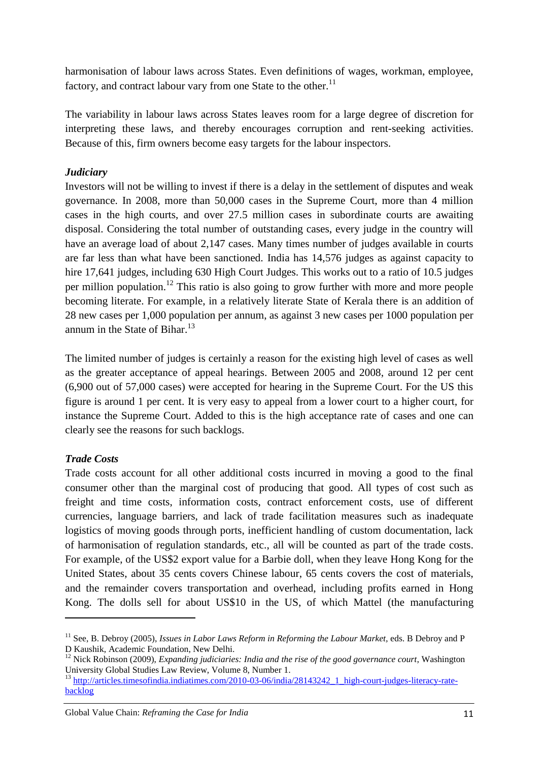harmonisation of labour laws across States. Even definitions of wages, workman, employee, factory, and contract labour vary from one State to the other.[11]

The variability in labour laws across States leaves room for a large degree of discretion for interpreting these laws, and thereby encourages corruption and rent-seeking activities. Because of this, firm owners become easy targets for the labour inspectors.

### *Judiciary*

Investors will not be willing to invest if there is a delay in the settlement of disputes and weak governance. In 2008, more than 50,000 cases in the Supreme Court, more than 4 million cases in the high courts, and over 27.5 million cases in subordinate courts are awaiting disposal. Considering the total number of outstanding cases, every judge in the country will have an average load of about 2,147 cases. Many times number of judges available in courts are far less than what have been sanctioned. India has 14,576 judges as against capacity to hire 17,641 judges, including 630 High Court Judges. This works out to a ratio of 10.5 judges per million population.[12] This ratio is also going to grow further with more and more people becoming literate. For example, in a relatively literate State of Kerala there is an addition of 28 new cases per 1,000 population per annum, as against 3 new cases per 1000 population per annum in the State of Bihar.[13]

The limited number of judges is certainly a reason for the existing high level of cases as well as the greater acceptance of appeal hearings. Between 2005 and 2008, around 12 per cent (6,900 out of 57,000 cases) were accepted for hearing in the Supreme Court. For the US this figure is around 1 per cent. It is very easy to appeal from a lower court to a higher court, for instance the Supreme Court. Added to this is the high acceptance rate of cases and one can clearly see the reasons for such backlogs.

### *Trade Costs*

Trade costs account for all other additional costs incurred in moving a good to the final consumer other than the marginal cost of producing that good. All types of cost such as freight and time costs, information costs, contract enforcement costs, use of different currencies, language barriers, and lack of trade facilitation measures such as inadequate logistics of moving goods through ports, inefficient handling of custom documentation, lack of harmonisation of regulation standards, etc., all will be counted as part of the trade costs. For example, of the US$2 export value for a Barbie doll, when they leave Hong Kong for the United States, about 35 cents covers Chinese labour, 65 cents covers the cost of materials, and the remainder covers transportation and overhead, including profits earned in Hong Kong. The dolls sell for about US$10 in the US, of which Mattel (the manufacturing

---

[11] See, B. Debroy (2005), *Issues in Labor Laws Reform in Reforming the Labour Market*, eds. B Debroy and P D Kaushik, Academic Foundation, New Delhi.

[12] Nick Robinson (2009), *Expanding judiciaries: India and the rise of the good governance court*, Washington University Global Studies Law Review, Volume 8, Number 1.

[13] http://articles.timesofindia.indiatimes.com/2010-03-06/india/28143242_1_high-court-judges-literacy-rate-backlog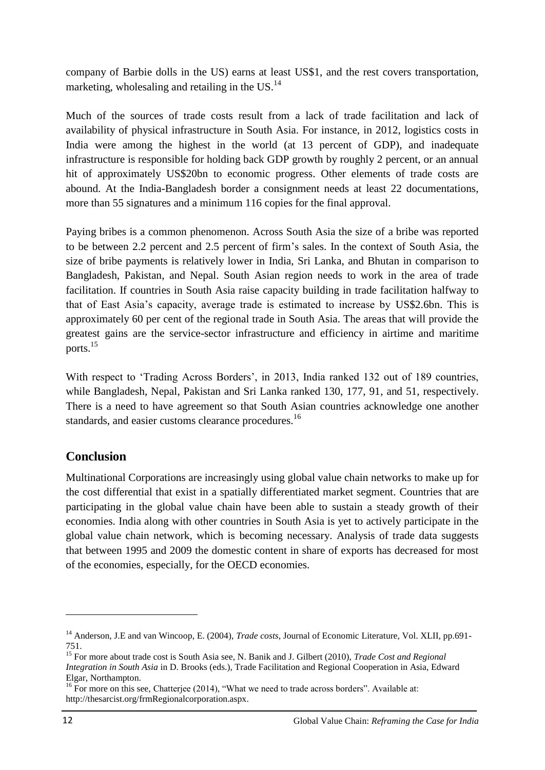company of Barbie dolls in the US) earns at least US$1, and the rest covers transportation, marketing, wholesaling and retailing in the US.[14]

Much of the sources of trade costs result from a lack of trade facilitation and lack of availability of physical infrastructure in South Asia. For instance, in 2012, logistics costs in India were among the highest in the world (at 13 percent of GDP), and inadequate infrastructure is responsible for holding back GDP growth by roughly 2 percent, or an annual hit of approximately US$20bn to economic progress. Other elements of trade costs are abound. At the India-Bangladesh border a consignment needs at least 22 documentations, more than 55 signatures and a minimum 116 copies for the final approval.

Paying bribes is a common phenomenon. Across South Asia the size of a bribe was reported to be between 2.2 percent and 2.5 percent of firm's sales. In the context of South Asia, the size of bribe payments is relatively lower in India, Sri Lanka, and Bhutan in comparison to Bangladesh, Pakistan, and Nepal. South Asian region needs to work in the area of trade facilitation. If countries in South Asia raise capacity building in trade facilitation halfway to that of East Asia's capacity, average trade is estimated to increase by US$2.6bn. This is approximately 60 per cent of the regional trade in South Asia. The areas that will provide the greatest gains are the service-sector infrastructure and efficiency in airtime and maritime ports.[15]

With respect to 'Trading Across Borders', in 2013, India ranked 132 out of 189 countries, while Bangladesh, Nepal, Pakistan and Sri Lanka ranked 130, 177, 91, and 51, respectively. There is a need to have agreement so that South Asian countries acknowledge one another standards, and easier customs clearance procedures.[16]

## Conclusion

Multinational Corporations are increasingly using global value chain networks to make up for the cost differential that exist in a spatially differentiated market segment. Countries that are participating in the global value chain have been able to sustain a steady growth of their economies. India along with other countries in South Asia is yet to actively participate in the global value chain network, which is becoming necessary. Analysis of trade data suggests that between 1995 and 2009 the domestic content in share of exports has decreased for most of the economies, especially, for the OECD economies.

---

[14] Anderson, J.E and van Wincoop, E. (2004), *Trade costs*, Journal of Economic Literature, Vol. XLII, pp.691-751.

[15] For more about trade cost is South Asia see, N. Banik and J. Gilbert (2010), *Trade Cost and Regional Integration in South Asia* in D. Brooks (eds.), Trade Facilitation and Regional Cooperation in Asia, Edward Elgar, Northampton.

[16] For more on this see, Chatterjee (2014), "What we need to trade across borders". Available at: http://thesarcist.org/frmRegionalcorporation.aspx.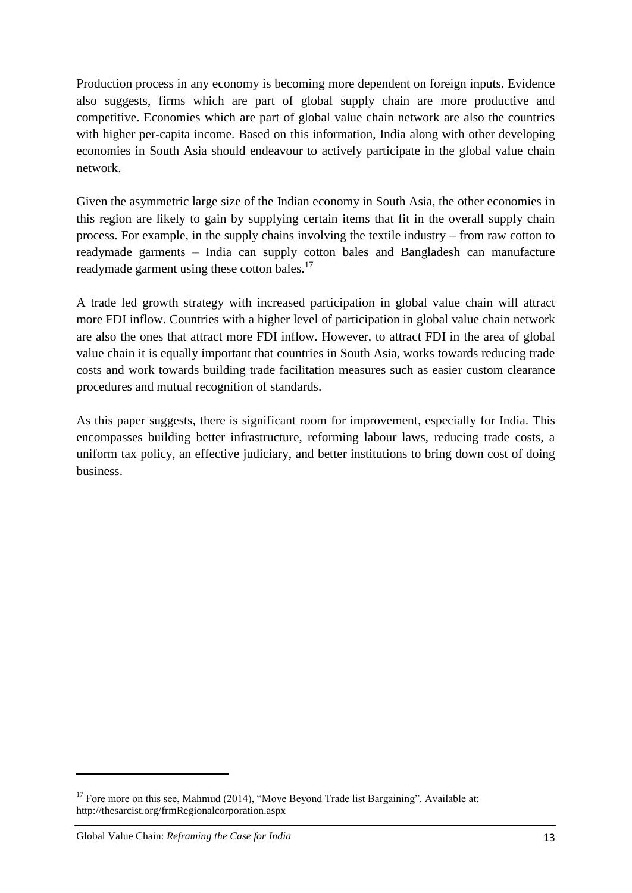Production process in any economy is becoming more dependent on foreign inputs. Evidence also suggests, firms which are part of global supply chain are more productive and competitive. Economies which are part of global value chain network are also the countries with higher per-capita income. Based on this information, India along with other developing economies in South Asia should endeavour to actively participate in the global value chain network.

Given the asymmetric large size of the Indian economy in South Asia, the other economies in this region are likely to gain by supplying certain items that fit in the overall supply chain process. For example, in the supply chains involving the textile industry – from raw cotton to readymade garments – India can supply cotton bales and Bangladesh can manufacture readymade garment using these cotton bales.[17]

A trade led growth strategy with increased participation in global value chain will attract more FDI inflow. Countries with a higher level of participation in global value chain network are also the ones that attract more FDI inflow. However, to attract FDI in the area of global value chain it is equally important that countries in South Asia, works towards reducing trade costs and work towards building trade facilitation measures such as easier custom clearance procedures and mutual recognition of standards.

As this paper suggests, there is significant room for improvement, especially for India. This encompasses building better infrastructure, reforming labour laws, reducing trade costs, a uniform tax policy, an effective judiciary, and better institutions to bring down cost of doing business.

[17] Fore more on this see, Mahmud (2014), "Move Beyond Trade list Bargaining". Available at: http://thesarcist.org/frmRegionalcorporation.aspx